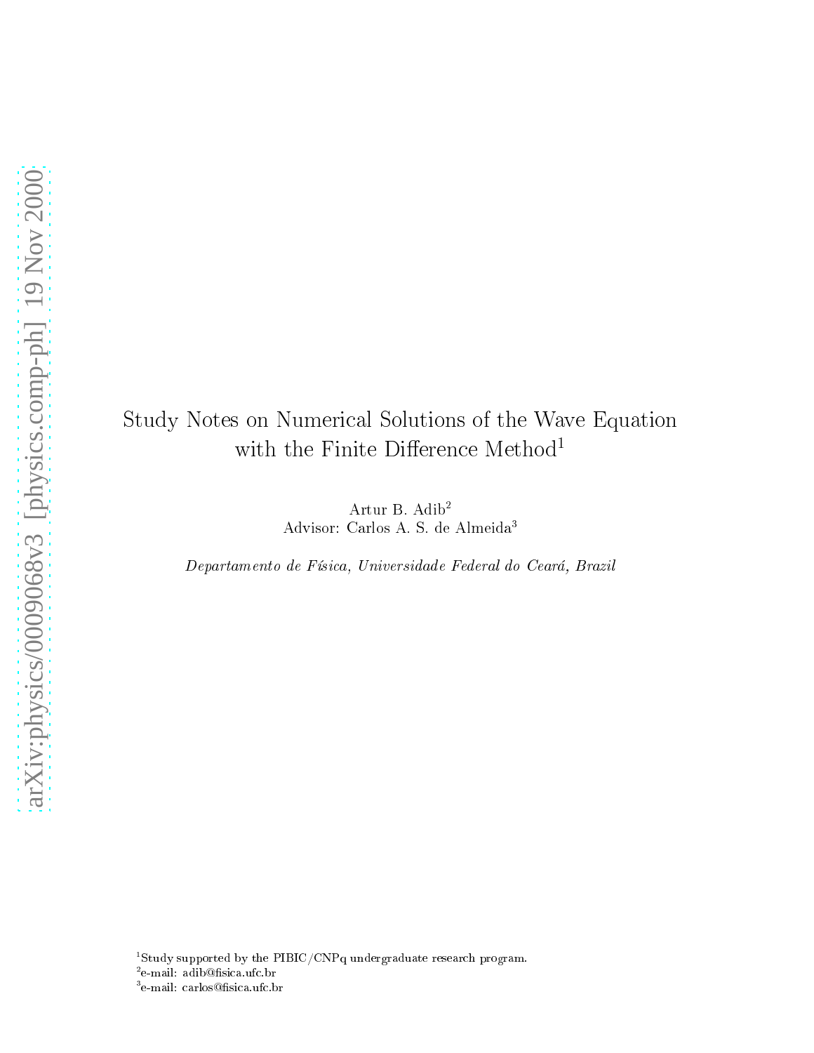# Study Notes on Numerical Solutions of the Wave Equation with the Finite Difference Method[1]

Artur B. Adib[2]
Advisor: Carlos A. S. de Almeida[3]

*Departamento de Física, Universidade Federal do Ceará, Brazil*

[1]Study supported by the PIBIC/CNPq undergraduate research program.
[2]e-mail: adib@fisica.ufc.br
[3]e-mail: carlos@fisica.ufc.br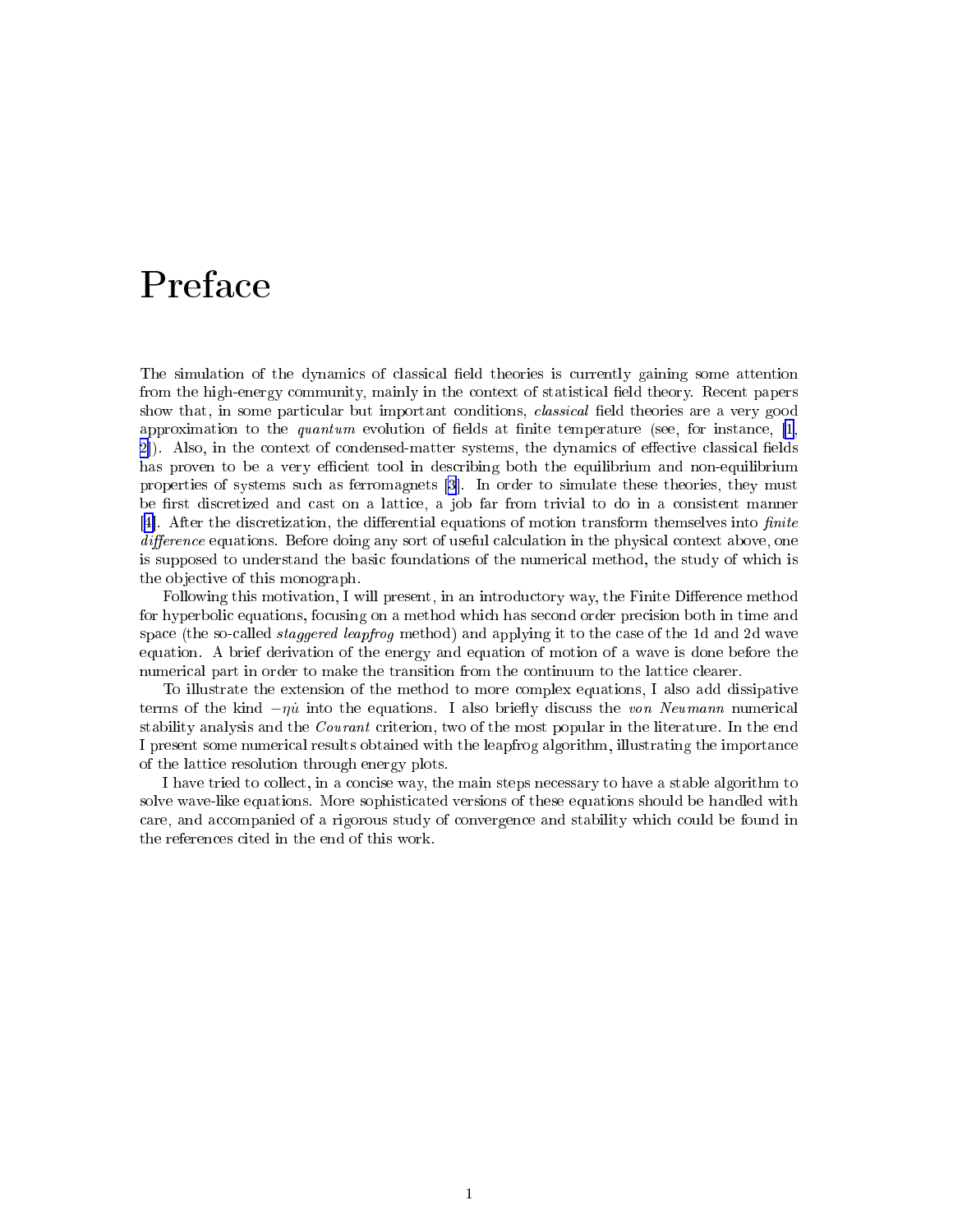# Preface

The simulation of the dynamics of classical field theories is currently gaining some attention from the high-energy community, mainly in the context of statistical field theory. Recent papers show that, in some particular but important conditions, *classical* field theories are a very good approximation to the *quantum* evolution of fields at finite temperature (see, for instance, [1, 2]). Also, in the context of condensed-matter systems, the dynamics of effective classical fields has proven to be a very efficient tool in describing both the equilibrium and non-equilibrium properties of systems such as ferromagnets [3]. In order to simulate these theories, they must be first discretized and cast on a lattice, a job far from trivial to do in a consistent manner [4]. After the discretization, the differential equations of motion transform themselves into *finite difference* equations. Before doing any sort of useful calculation in the physical context above, one is supposed to understand the basic foundations of the numerical method, the study of which is the objective of this monograph.

Following this motivation, I will present, in an introductory way, the Finite Difference method for hyperbolic equations, focusing on a method which has second order precision both in time and space (the so-called *staggered leapfrog* method) and applying it to the case of the 1d and 2d wave equation. A brief derivation of the energy and equation of motion of a wave is done before the numerical part in order to make the transition from the continuum to the lattice clearer.

To illustrate the extension of the method to more complex equations, I also add dissipative terms of the kind $-\eta\dot{u}$ into the equations. I also briefly discuss the *von Neumann* numerical stability analysis and the *Courant* criterion, two of the most popular in the literature. In the end I present some numerical results obtained with the leapfrog algorithm, illustrating the importance of the lattice resolution through energy plots.

I have tried to collect, in a concise way, the main steps necessary to have a stable algorithm to solve wave-like equations. More sophisticated versions of these equations should be handled with care, and accompanied of a rigorous study of convergence and stability which could be found in the references cited in the end of this work.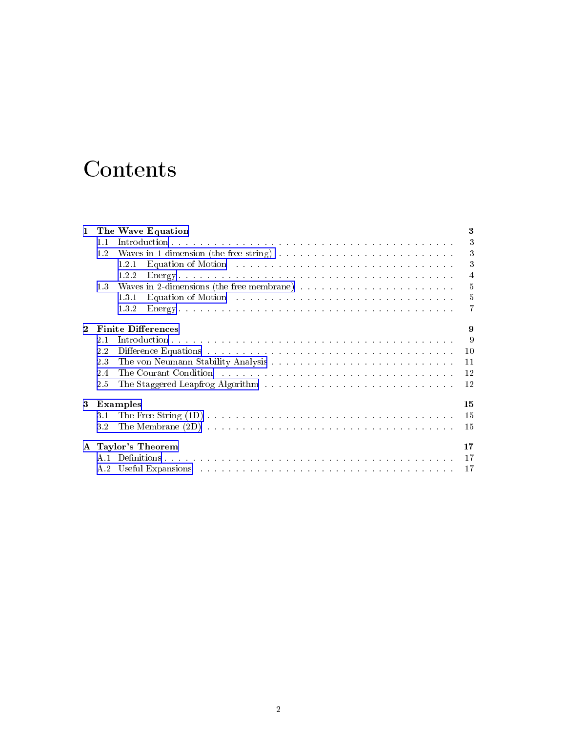# Contents

**1 The Wave Equation** **3**

- 1.1 Introduction . . . 3
- 1.2 Waves in 1-dimension (the free string) . . . 3
  - 1.2.1 Equation of Motion . . . 3
  - 1.2.2 Energy . . . 4
- 1.3 Waves in 2-dimensions (the free membrane) . . . 5
  - 1.3.1 Equation of Motion . . . 5
  - 1.3.2 Energy . . . 7

**2 Finite Differences** **9**

- 2.1 Introduction . . . 9
- 2.2 Difference Equations . . . 10
- 2.3 The von Neumann Stability Analysis . . . 11
- 2.4 The Courant Condition . . . 12
- 2.5 The Staggered Leapfrog Algorithm . . . 12

**3 Examples** **15**

- 3.1 The Free String (1D) . . . 15
- 3.2 The Membrane (2D) . . . 15

**A Taylor's Theorem** **17**

- A.1 Definitions . . . 17
- A.2 Useful Expansions . . . 17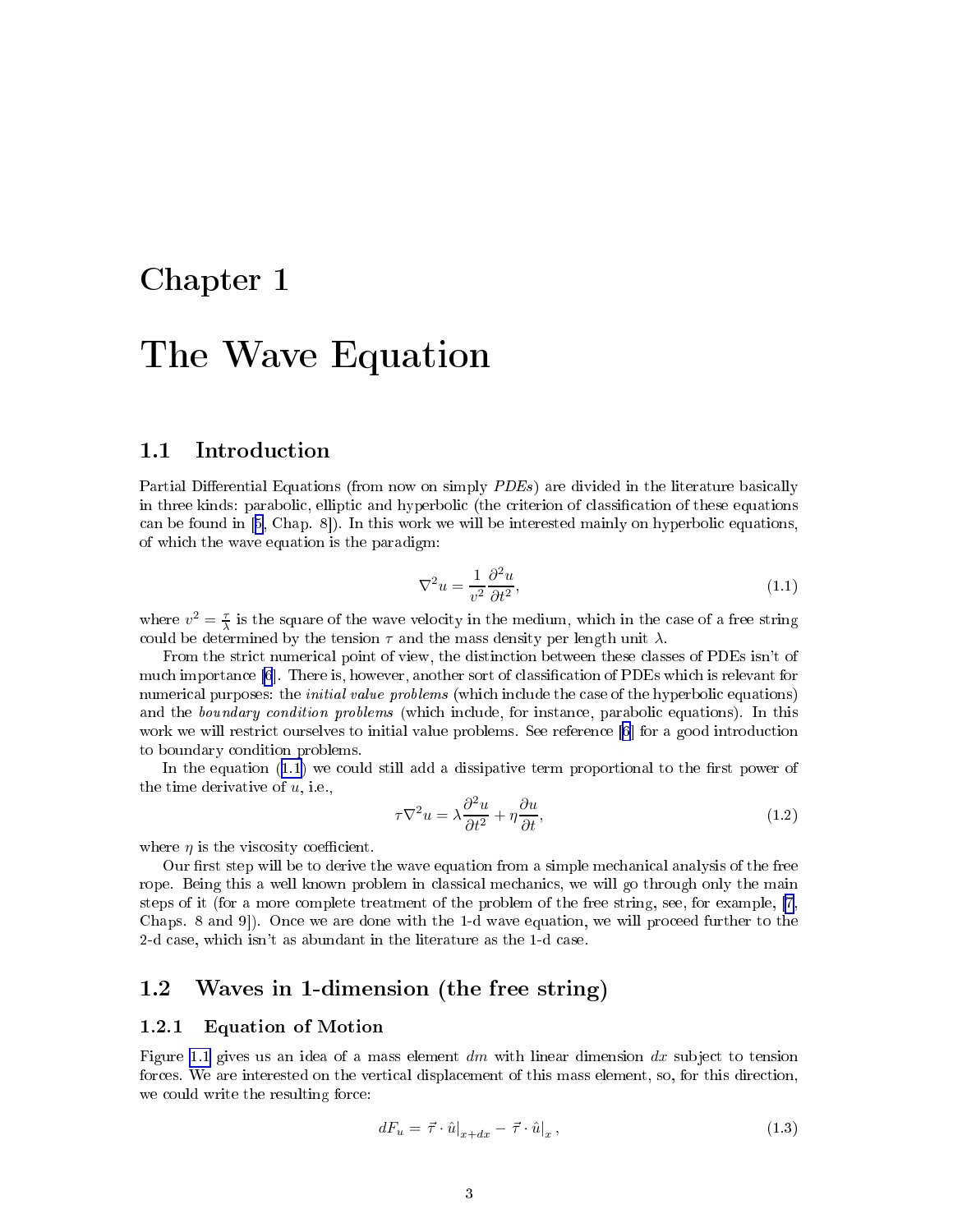# Chapter 1

# The Wave Equation

## 1.1 Introduction

Partial Differential Equations (from now on simply *PDEs*) are divided in the literature basically in three kinds: parabolic, elliptic and hyperbolic (the criterion of classification of these equations can be found in [5, Chap. 8]). In this work we will be interested mainly on hyperbolic equations, of which the wave equation is the paradigm:

$$\nabla^2 u = \frac{1}{v^2}\frac{\partial^2 u}{\partial t^2}, \tag{1.1}$$

where $v^2 = \frac{\tau}{\lambda}$ is the square of the wave velocity in the medium, which in the case of a free string could be determined by the tension $\tau$ and the mass density per length unit $\lambda$.

From the strict numerical point of view, the distinction between these classes of PDEs isn't of much importance [6]. There is, however, another sort of classification of PDEs which is relevant for numerical purposes: the *initial value problems* (which include the case of the hyperbolic equations) and the *boundary condition problems* (which include, for instance, parabolic equations). In this work we will restrict ourselves to initial value problems. See reference [6] for a good introduction to boundary condition problems.

In the equation (1.1) we could still add a dissipative term proportional to the first power of the time derivative of $u$, i.e.,

$$\tau\nabla^2 u = \lambda\frac{\partial^2 u}{\partial t^2} + \eta\frac{\partial u}{\partial t}, \tag{1.2}$$

where $\eta$ is the viscosity coefficient.

Our first step will be to derive the wave equation from a simple mechanical analysis of the free rope. Being this a well known problem in classical mechanics, we will go through only the main steps of it (for a more complete treatment of the problem of the free string, see, for example, [7, Chaps. 8 and 9]). Once we are done with the 1-d wave equation, we will proceed further to the 2-d case, which isn't as abundant in the literature as the 1-d case.

## 1.2 Waves in 1-dimension (the free string)

### 1.2.1 Equation of Motion

Figure 1.1 gives us an idea of a mass element $dm$ with linear dimension $dx$ subject to tension forces. We are interested on the vertical displacement of this mass element, so, for this direction, we could write the resulting force:

$$dF_u = \vec{\tau}\cdot\hat{u}\big|_{x+dx} - \vec{\tau}\cdot\hat{u}\big|_{x}\,, \tag{1.3}$$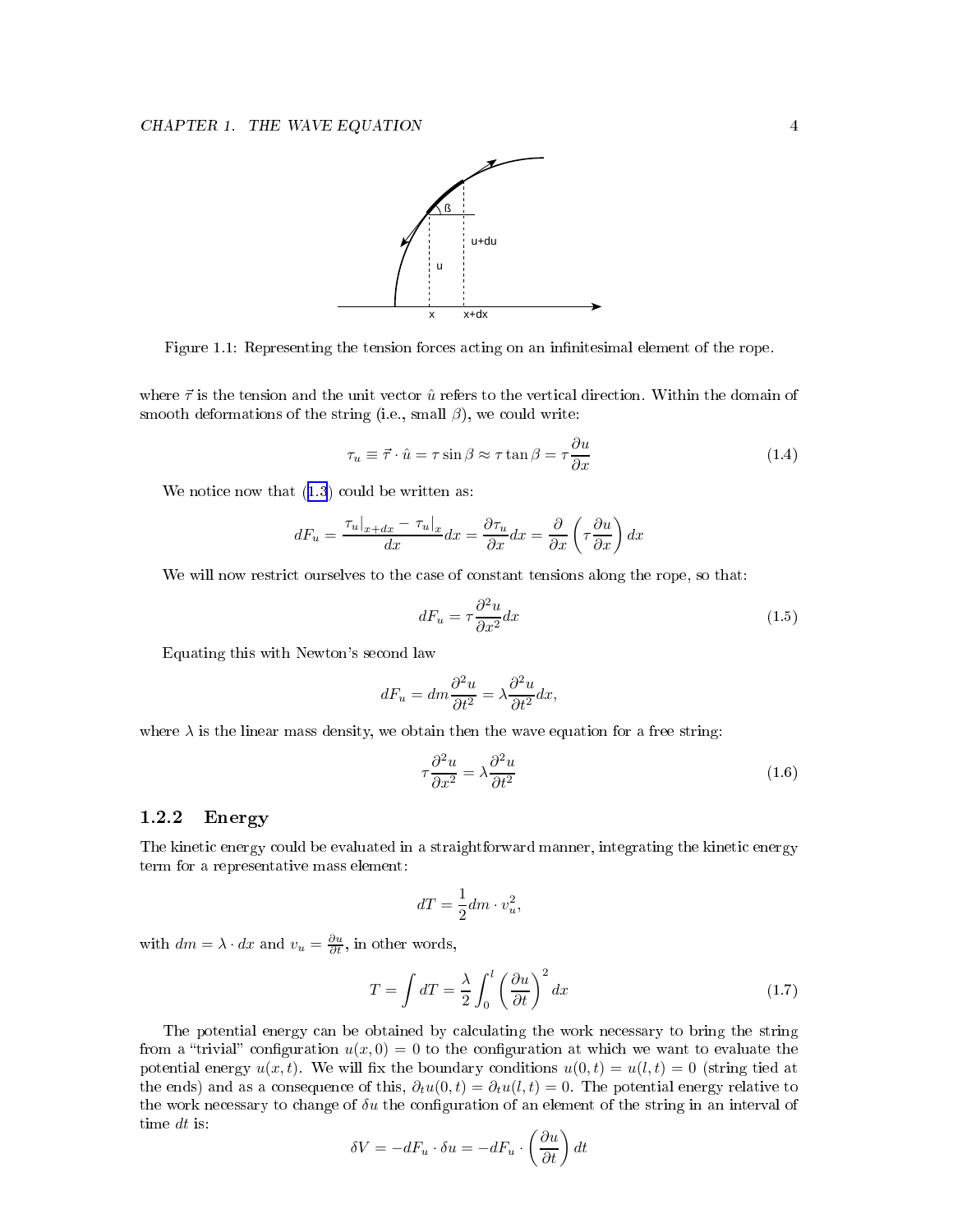Figure 1.1: Representing the tension forces acting on an infinitesimal element of the rope.

where $\vec{\tau}$ is the tension and the unit vector $\hat{u}$ refers to the vertical direction. Within the domain of smooth deformations of the string (i.e., small $\beta$), we could write:

$$\tau_u \equiv \vec{\tau} \cdot \hat{u} = \tau \sin\beta \approx \tau \tan\beta = \tau \frac{\partial u}{\partial x} \tag{1.4}$$

We notice now that (1.3) could be written as:

$$dF_u = \frac{\tau_u|_{x+dx} - \tau_u|_x}{dx} dx = \frac{\partial \tau_u}{\partial x} dx = \frac{\partial}{\partial x}\left(\tau \frac{\partial u}{\partial x}\right) dx$$

We will now restrict ourselves to the case of constant tensions along the rope, so that:

$$dF_u = \tau \frac{\partial^2 u}{\partial x^2} dx \tag{1.5}$$

Equating this with Newton's second law

$$dF_u = dm \frac{\partial^2 u}{\partial t^2} = \lambda \frac{\partial^2 u}{\partial t^2} dx,$$

where $\lambda$ is the linear mass density, we obtain then the wave equation for a free string:

$$\tau \frac{\partial^2 u}{\partial x^2} = \lambda \frac{\partial^2 u}{\partial t^2} \tag{1.6}$$

### 1.2.2 Energy

The kinetic energy could be evaluated in a straightforward manner, integrating the kinetic energy term for a representative mass element:

$$dT = \frac{1}{2} dm \cdot v_u^2,$$

with $dm = \lambda \cdot dx$ and $v_u = \frac{\partial u}{\partial t}$, in other words,

$$T = \int dT = \frac{\lambda}{2} \int_0^l \left(\frac{\partial u}{\partial t}\right)^2 dx \tag{1.7}$$

The potential energy can be obtained by calculating the work necessary to bring the string from a "trivial" configuration $u(x, 0) = 0$ to the configuration at which we want to evaluate the potential energy $u(x, t)$. We will fix the boundary conditions $u(0, t) = u(l, t) = 0$ (string tied at the ends) and as a consequence of this, $\partial_t u(0, t) = \partial_t u(l, t) = 0$. The potential energy relative to the work necessary to change of $\delta u$ the configuration of an element of the string in an interval of time $dt$ is:

$$\delta V = -dF_u \cdot \delta u = -dF_u \cdot \left(\frac{\partial u}{\partial t}\right) dt$$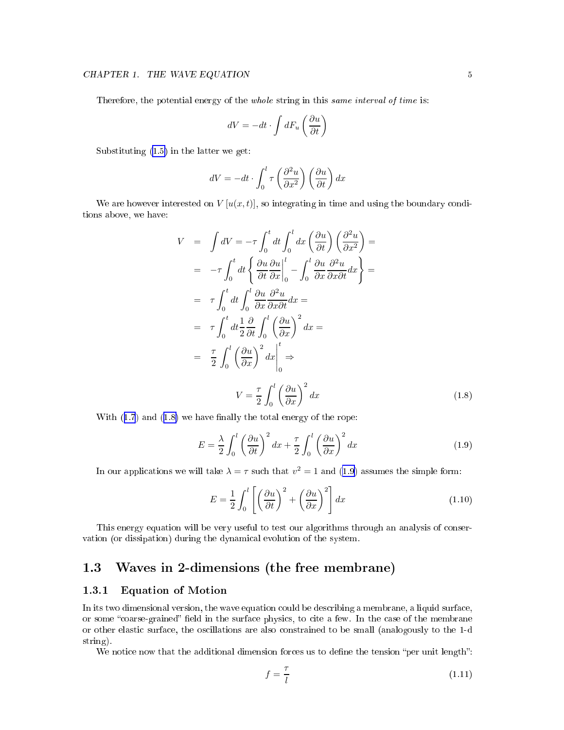Therefore, the potential energy of the *whole* string in this *same interval of time* is:

$$dV = -dt \cdot \int dF_u \left(\frac{\partial u}{\partial t}\right)$$

Substituting (1.5) in the latter we get:

$$dV = -dt \cdot \int_0^l \tau \left(\frac{\partial^2 u}{\partial x^2}\right)\left(\frac{\partial u}{\partial t}\right) dx$$

We are however interested on $V[u(x,t)]$, so integrating in time and using the boundary conditions above, we have:

$$\begin{aligned}
V &= \int dV = -\tau \int_0^t dt \int_0^l dx \left(\frac{\partial u}{\partial t}\right)\left(\frac{\partial^2 u}{\partial x^2}\right) = \\
&= -\tau \int_0^t dt \left\{ \left.\frac{\partial u}{\partial t}\frac{\partial u}{\partial x}\right|_0^l - \int_0^l \frac{\partial u}{\partial x}\frac{\partial^2 u}{\partial x \partial t} dx \right\} = \\
&= \tau \int_0^t dt \int_0^l \frac{\partial u}{\partial x}\frac{\partial^2 u}{\partial x \partial t} dx = \\
&= \tau \int_0^t dt \frac{1}{2}\frac{\partial}{\partial t}\int_0^l \left(\frac{\partial u}{\partial x}\right)^2 dx = \\
&= \left.\frac{\tau}{2}\int_0^l \left(\frac{\partial u}{\partial x}\right)^2 dx\right|_0^t \Rightarrow
\end{aligned}$$

$$V = \frac{\tau}{2}\int_0^l \left(\frac{\partial u}{\partial x}\right)^2 dx \tag{1.8}$$

With (1.7) and (1.8) we have finally the total energy of the rope:

$$E = \frac{\lambda}{2}\int_0^l \left(\frac{\partial u}{\partial t}\right)^2 dx + \frac{\tau}{2}\int_0^l \left(\frac{\partial u}{\partial x}\right)^2 dx \tag{1.9}$$

In our applications we will take $\lambda = \tau$ such that $v^2 = 1$ and (1.9) assumes the simple form:

$$E = \frac{1}{2}\int_0^l \left[\left(\frac{\partial u}{\partial t}\right)^2 + \left(\frac{\partial u}{\partial x}\right)^2\right] dx \tag{1.10}$$

This energy equation will be very useful to test our algorithms through an analysis of conservation (or dissipation) during the dynamical evolution of the system.

## 1.3 Waves in 2-dimensions (the free membrane)

### 1.3.1 Equation of Motion

In its two dimensional version, the wave equation could be describing a membrane, a liquid surface, or some "coarse-grained" field in the surface physics, to cite a few. In the case of the membrane or other elastic surface, the oscillations are also constrained to be small (analogously to the 1-d string).

We notice now that the additional dimension forces us to define the tension "per unit length":

$$f = \frac{\tau}{l} \tag{1.11}$$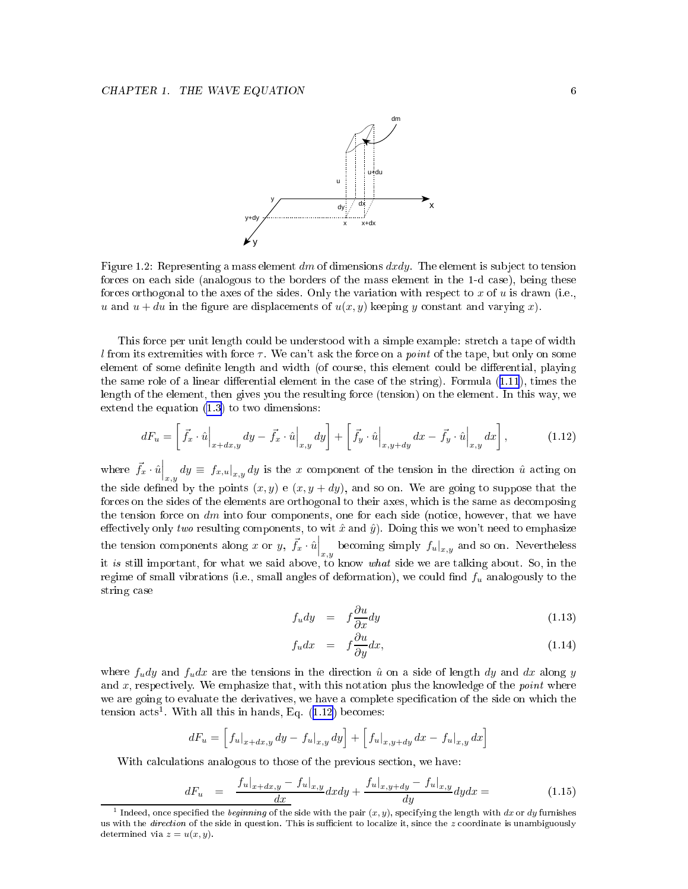Figure 1.2: Representing a mass element $dm$ of dimensions $dxdy$. The element is subject to tension forces on each side (analogous to the borders of the mass element in the 1-d case), being these forces orthogonal to the axes of the sides. Only the variation with respect to $x$ of $u$ is drawn (i.e., $u$ and $u+du$ in the figure are displacements of $u(x,y)$ keeping $y$ constant and varying $x$).

This force per unit length could be understood with a simple example: stretch a tape of width $l$ from its extremities with force $\tau$. We can't ask the force on a *point* of the tape, but only on some element of some definite length and width (of course, this element could be differential, playing the same role of a linear differential element in the case of the string). Formula (1.11), times the length of the element, then gives you the resulting force (tension) on the element. In this way, we extend the equation (1.3) to two dimensions:

$$dF_u = \left[ \vec{f}_x \cdot \hat{u}\Big|_{x+dx,y} dy - \vec{f}_x \cdot \hat{u}\Big|_{x,y} dy \right] + \left[ \vec{f}_y \cdot \hat{u}\Big|_{x,y+dy} dx - \vec{f}_y \cdot \hat{u}\Big|_{x,y} dx \right], \tag{1.12}$$

where $\vec{f}_x \cdot \hat{u}\Big|_{x,y} dy \equiv f_{x,u}|_{x,y}\, dy$ is the $x$ component of the tension in the direction $\hat{u}$ acting on the side defined by the points $(x,y)$ e $(x,y+dy)$, and so on. We are going to suppose that the forces on the sides of the elements are orthogonal to their axes, which is the same as decomposing the tension force on $dm$ into four components, one for each side (notice, however, that we have effectively only *two* resulting components, to wit $\hat{x}$ and $\hat{y}$). Doing this we won't need to emphasize the tension components along $x$ or $y$, $\vec{f}_x \cdot \hat{u}\Big|_{x,y}$ becoming simply $f_u|_{x,y}$ and so on. Nevertheless it *is* still important, for what we said above, to know *what* side we are talking about. So, in the regime of small vibrations (i.e., small angles of deformation), we could find $f_u$ analogously to the string case

$$f_u dy = f \frac{\partial u}{\partial x} dy \tag{1.13}$$

$$f_u dx = f \frac{\partial u}{\partial y} dx, \tag{1.14}$$

where $f_u dy$ and $f_u dx$ are the tensions in the direction $\hat{u}$ on a side of length $dy$ and $dx$ along $y$ and $x$, respectively. We emphasize that, with this notation plus the knowledge of the *point* where we are going to evaluate the derivatives, we have a complete specification of the side on which the tension acts[1]. With all this in hands, Eq. (1.12) becomes:

$$dF_u = \left[ f_u|_{x+dx,y}\, dy - f_u|_{x,y}\, dy \right] + \left[ f_u|_{x,y+dy}\, dx - f_u|_{x,y}\, dx \right]$$

With calculations analogous to those of the previous section, we have:

$$dF_u = \frac{f_u|_{x+dx,y} - f_u|_{x,y}}{dx} dxdy + \frac{f_u|_{x,y+dy} - f_u|_{x,y}}{dy} dydx = \tag{1.15}$$

[1] Indeed, once specified the *beginning* of the side with the pair $(x,y)$, specifying the length with $dx$ or $dy$ furnishes us with the *direction* of the side in question. This is sufficient to localize it, since the $z$ coordinate is unambiguously determined via $z = u(x,y)$.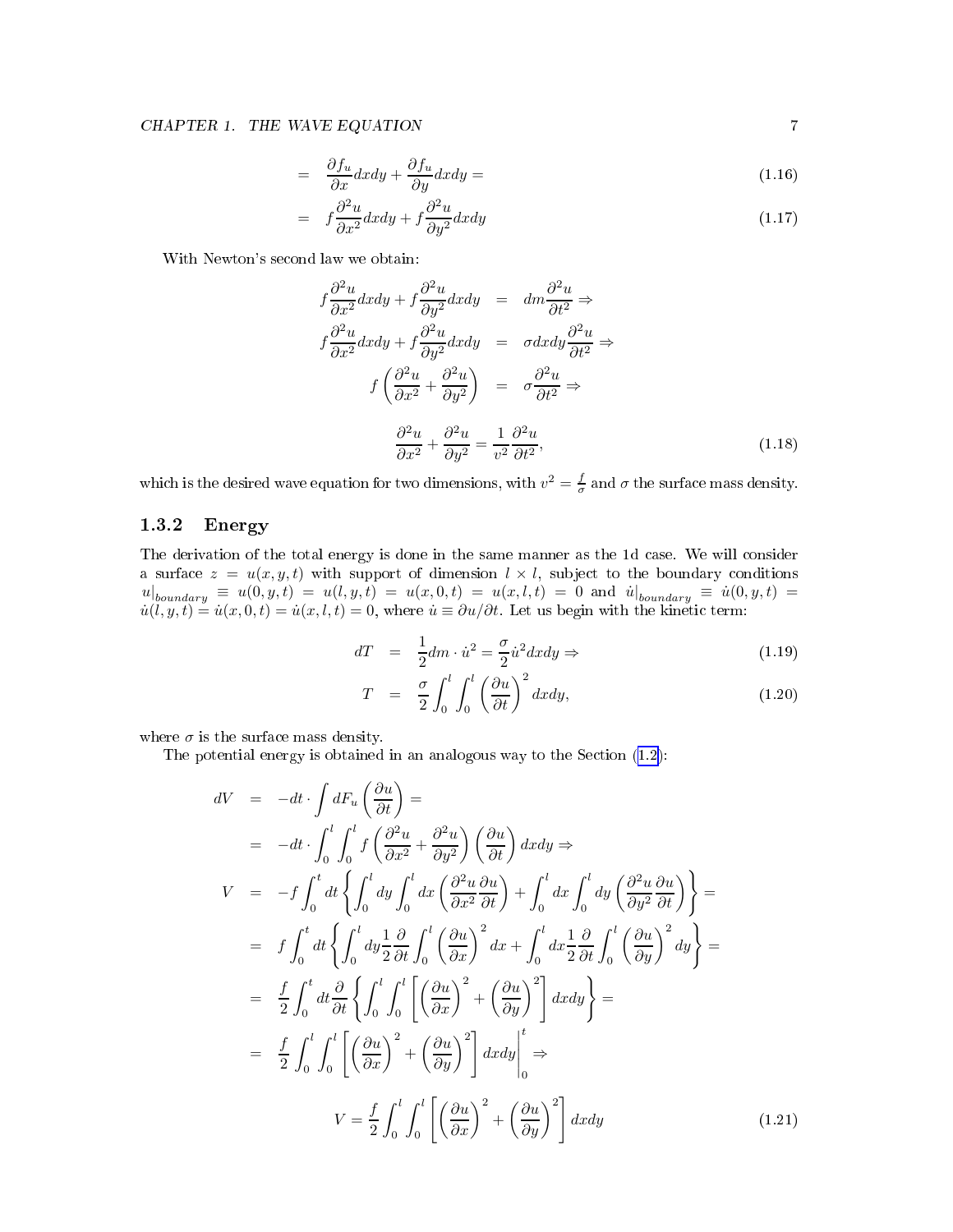$$
\begin{aligned}
&= \frac{\partial f_u}{\partial x}dxdy + \frac{\partial f_u}{\partial y}dxdy = &(1.16)\\
&= f\frac{\partial^2 u}{\partial x^2}dxdy + f\frac{\partial^2 u}{\partial y^2}dxdy &(1.17)
\end{aligned}
$$

With Newton's second law we obtain:

$$
\begin{aligned}
f\frac{\partial^2 u}{\partial x^2}dxdy + f\frac{\partial^2 u}{\partial y^2}dxdy &= dm\frac{\partial^2 u}{\partial t^2} \Rightarrow \\
f\frac{\partial^2 u}{\partial x^2}dxdy + f\frac{\partial^2 u}{\partial y^2}dxdy &= \sigma dxdy\frac{\partial^2 u}{\partial t^2} \Rightarrow \\
f\left(\frac{\partial^2 u}{\partial x^2} + \frac{\partial^2 u}{\partial y^2}\right) &= \sigma\frac{\partial^2 u}{\partial t^2} \Rightarrow
\end{aligned}
$$

$$
\frac{\partial^2 u}{\partial x^2} + \frac{\partial^2 u}{\partial y^2} = \frac{1}{v^2}\frac{\partial^2 u}{\partial t^2}, \tag{1.18}
$$

which is the desired wave equation for two dimensions, with $v^2 = \frac{f}{\sigma}$ and $\sigma$ the surface mass density.

### 1.3.2 Energy

The derivation of the total energy is done in the same manner as the 1d case. We will consider a surface $z = u(x,y,t)$ with support of dimension $l \times l$, subject to the boundary conditions $u|_{boundary} \equiv u(0,y,t) = u(l,y,t) = u(x,0,t) = u(x,l,t) = 0$ and $\dot{u}|_{boundary} \equiv \dot{u}(0,y,t) = \dot{u}(l,y,t) = \dot{u}(x,0,t) = \dot{u}(x,l,t) = 0$, where $\dot{u} \equiv \partial u/\partial t$. Let us begin with the kinetic term:

$$
\begin{aligned}
dT &= \frac{1}{2}dm \cdot \dot{u}^2 = \frac{\sigma}{2}\dot{u}^2 dxdy \Rightarrow &(1.19)\\
T &= \frac{\sigma}{2}\int_0^l\int_0^l \left(\frac{\partial u}{\partial t}\right)^2 dxdy, &(1.20)
\end{aligned}
$$

where $\sigma$ is the surface mass density.

The potential energy is obtained in an analogous way to the Section (1.2):

$$
\begin{aligned}
dV &= -dt\cdot\int dF_u\left(\frac{\partial u}{\partial t}\right) = \\
&= -dt\cdot\int_0^l\int_0^l f\left(\frac{\partial^2 u}{\partial x^2} + \frac{\partial^2 u}{\partial y^2}\right)\left(\frac{\partial u}{\partial t}\right)dxdy \Rightarrow \\
V &= -f\int_0^t dt\left\{\int_0^l dy\int_0^l dx\left(\frac{\partial^2 u}{\partial x^2}\frac{\partial u}{\partial t}\right) + \int_0^l dx\int_0^l dy\left(\frac{\partial^2 u}{\partial y^2}\frac{\partial u}{\partial t}\right)\right\} = \\
&= f\int_0^t dt\left\{\int_0^l dy\frac{1}{2}\frac{\partial}{\partial t}\int_0^l\left(\frac{\partial u}{\partial x}\right)^2 dx + \int_0^l dx\frac{1}{2}\frac{\partial}{\partial t}\int_0^l\left(\frac{\partial u}{\partial y}\right)^2 dy\right\} = \\
&= \frac{f}{2}\int_0^t dt\frac{\partial}{\partial t}\left\{\int_0^l\int_0^l\left[\left(\frac{\partial u}{\partial x}\right)^2 + \left(\frac{\partial u}{\partial y}\right)^2\right]dxdy\right\} = \\
&= \frac{f}{2}\int_0^l\int_0^l\left[\left(\frac{\partial u}{\partial x}\right)^2 + \left(\frac{\partial u}{\partial y}\right)^2\right]dxdy\Bigg|_0^t \Rightarrow
\end{aligned}
$$

$$
V = \frac{f}{2}\int_0^l\int_0^l\left[\left(\frac{\partial u}{\partial x}\right)^2 + \left(\frac{\partial u}{\partial y}\right)^2\right]dxdy \tag{1.21}
$$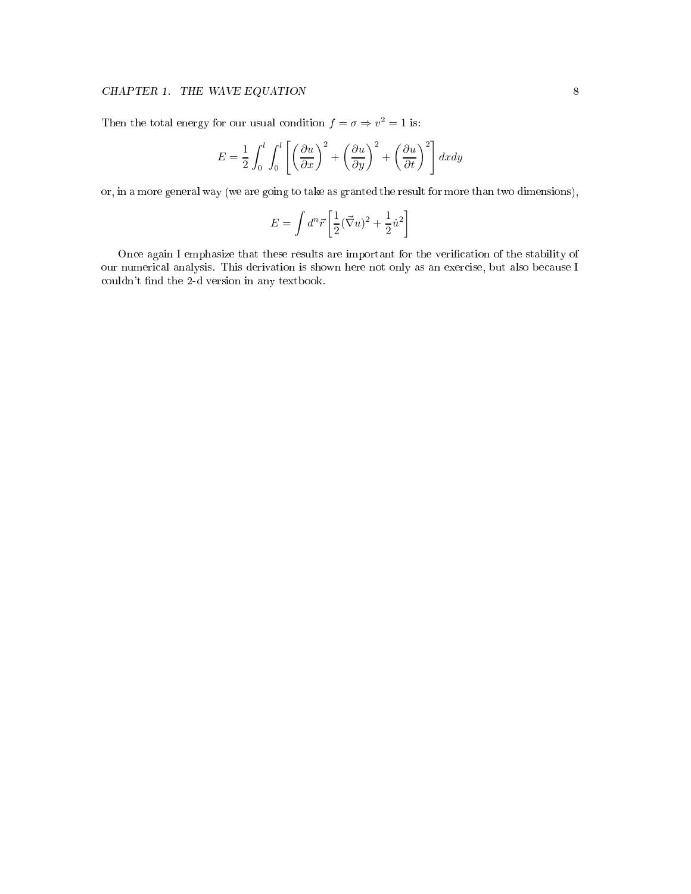Then the total energy for our usual condition $f = \sigma \Rightarrow v^2 = 1$ is:

$$E = \frac{1}{2} \int_0^l \int_0^l \left[ \left( \frac{\partial u}{\partial x} \right)^2 + \left( \frac{\partial u}{\partial y} \right)^2 + \left( \frac{\partial u}{\partial t} \right)^2 \right] dx dy$$

or, in a more general way (we are going to take as granted the result for more than two dimensions),

$$E = \int d^n \vec{r} \left[ \frac{1}{2} (\vec{\nabla} u)^2 + \frac{1}{2} \dot{u}^2 \right]$$

Once again I emphasize that these results are important for the verification of the stability of our numerical analysis. This derivation is shown here not only as an exercise, but also because I couldn't find the 2-d version in any textbook.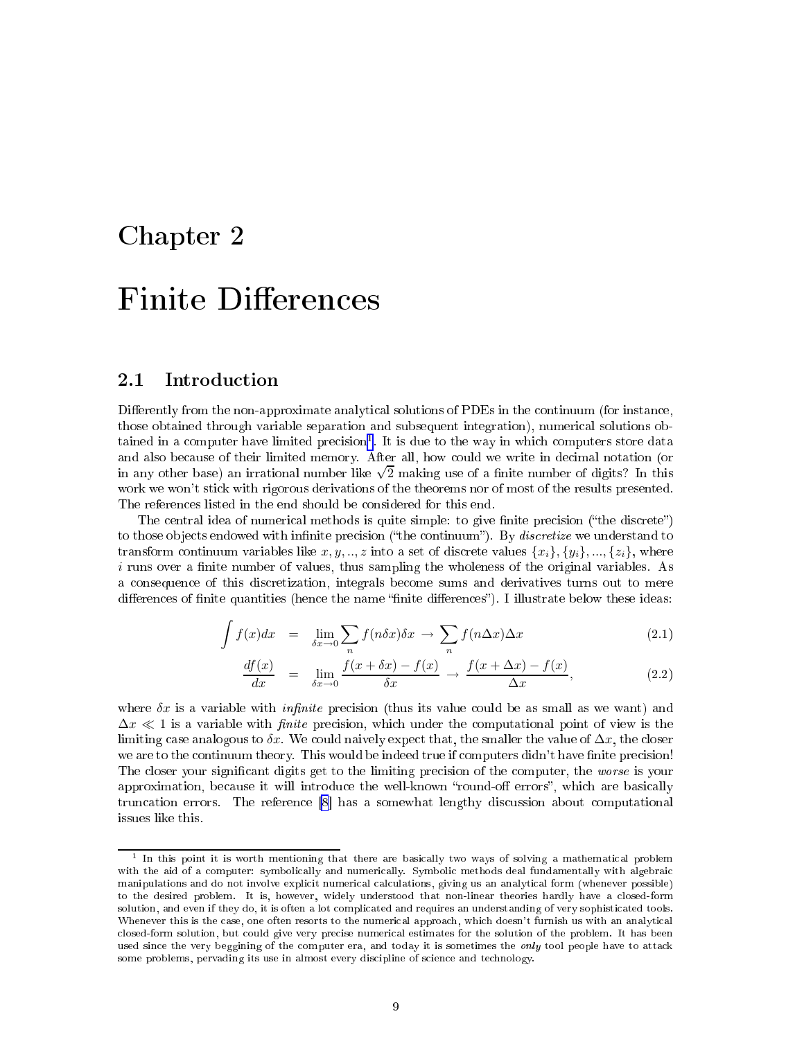# Chapter 2

# Finite Differences

## 2.1 Introduction

Differently from the non-approximate analytical solutions of PDEs in the continuum (for instance, those obtained through variable separation and subsequent integration), numerical solutions obtained in a computer have limited precision[1]. It is due to the way in which computers store data and also because of their limited memory. After all, how could we write in decimal notation (or in any other base) an irrational number like $\sqrt{2}$ making use of a finite number of digits? In this work we won't stick with rigorous derivations of the theorems nor of most of the results presented. The references listed in the end should be considered for this end.

The central idea of numerical methods is quite simple: to give finite precision ("the discrete") to those objects endowed with infinite precision ("the continuum"). By *discretize* we understand to transform continuum variables like $x, y, .., z$ into a set of discrete values $\{x_i\}, \{y_i\}, ..., \{z_i\}$, where $i$ runs over a finite number of values, thus sampling the wholeness of the original variables. As a consequence of this discretization, integrals become sums and derivatives turns out to mere differences of finite quantities (hence the name "finite differences"). I illustrate below these ideas:

$$\int f(x)dx = \lim_{\delta x \to 0} \sum_n f(n\delta x)\delta x \to \sum_n f(n\Delta x)\Delta x \tag{2.1}$$

$$\frac{df(x)}{dx} = \lim_{\delta x \to 0} \frac{f(x+\delta x) - f(x)}{\delta x} \to \frac{f(x+\Delta x) - f(x)}{\Delta x}, \tag{2.2}$$

where $\delta x$ is a variable with *infinite* precision (thus its value could be as small as we want) and $\Delta x \ll 1$ is a variable with *finite* precision, which under the computational point of view is the limiting case analogous to $\delta x$. We could naively expect that, the smaller the value of $\Delta x$, the closer we are to the continuum theory. This would be indeed true if computers didn't have finite precision! The closer your significant digits get to the limiting precision of the computer, the *worse* is your approximation, because it will introduce the well-known "round-off errors", which are basically truncation errors. The reference [8] has a somewhat lengthy discussion about computational issues like this.

---

[1] In this point it is worth mentioning that there are basically two ways of solving a mathematical problem with the aid of a computer: symbolically and numerically. Symbolic methods deal fundamentally with algebraic manipulations and do not involve explicit numerical calculations, giving us an analytical form (whenever possible) to the desired problem. It is, however, widely understood that non-linear theories hardly have a closed-form solution, and even if they do, it is often a lot complicated and requires an understanding of very sophisticated tools. Whenever this is the case, one often resorts to the numerical approach, which doesn't furnish us with an analytical closed-form solution, but could give very precise numerical estimates for the solution of the problem. It has been used since the very beggining of the computer era, and today it is sometimes the *only* tool people have to attack some problems, pervading its use in almost every discipline of science and technology.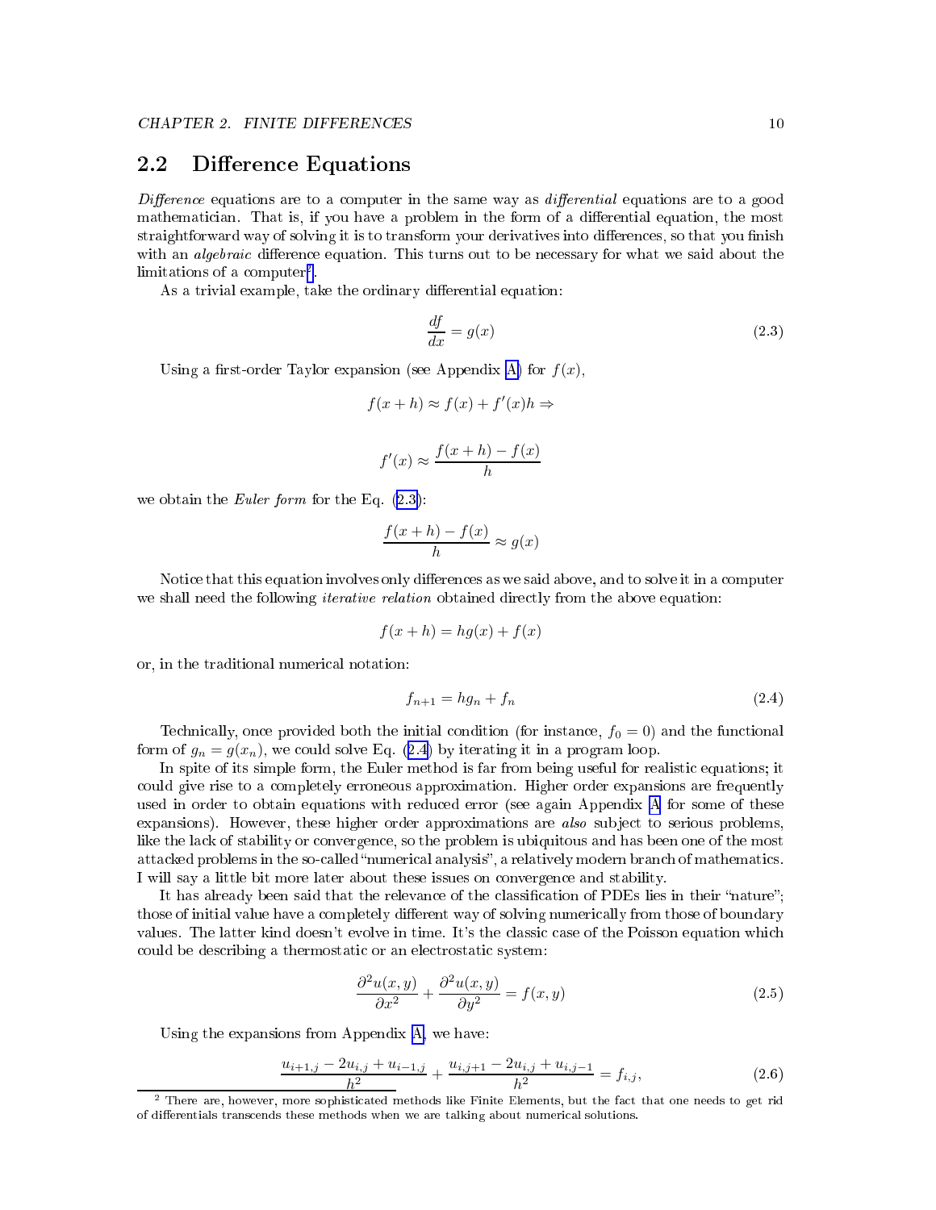## 2.2 Difference Equations

*Difference* equations are to a computer in the same way as *differential* equations are to a good mathematician. That is, if you have a problem in the form of a differential equation, the most straightforward way of solving it is to transform your derivatives into differences, so that you finish with an *algebraic* difference equation. This turns out to be necessary for what we said about the limitations of a computer[2].

As a trivial example, take the ordinary differential equation:

$$\frac{df}{dx} = g(x) \tag{2.3}$$

Using a first-order Taylor expansion (see Appendix A) for $f(x)$,

$$f(x+h) \approx f(x) + f'(x)h \Rightarrow$$

$$f'(x) \approx \frac{f(x+h) - f(x)}{h}$$

we obtain the *Euler form* for the Eq. (2.3):

$$\frac{f(x+h) - f(x)}{h} \approx g(x)$$

Notice that this equation involves only differences as we said above, and to solve it in a computer we shall need the following *iterative relation* obtained directly from the above equation:

$$f(x+h) = hg(x) + f(x)$$

or, in the traditional numerical notation:

$$f_{n+1} = hg_n + f_n \tag{2.4}$$

Technically, once provided both the initial condition (for instance, $f_0 = 0$) and the functional form of $g_n = g(x_n)$, we could solve Eq. (2.4) by iterating it in a program loop.

In spite of its simple form, the Euler method is far from being useful for realistic equations; it could give rise to a completely erroneous approximation. Higher order expansions are frequently used in order to obtain equations with reduced error (see again Appendix A for some of these expansions). However, these higher order approximations are *also* subject to serious problems, like the lack of stability or convergence, so the problem is ubiquitous and has been one of the most attacked problems in the so-called "numerical analysis", a relatively modern branch of mathematics. I will say a little bit more later about these issues on convergence and stability.

It has already been said that the relevance of the classification of PDEs lies in their "nature"; those of initial value have a completely different way of solving numerically from those of boundary values. The latter kind doesn't evolve in time. It's the classic case of the Poisson equation which could be describing a thermostatic or an electrostatic system:

$$\frac{\partial^2 u(x,y)}{\partial x^2} + \frac{\partial^2 u(x,y)}{\partial y^2} = f(x,y) \tag{2.5}$$

Using the expansions from Appendix A, we have:

$$\frac{u_{i+1,j} - 2u_{i,j} + u_{i-1,j}}{h^2} + \frac{u_{i,j+1} - 2u_{i,j} + u_{i,j-1}}{h^2} = f_{i,j}, \tag{2.6}$$

[2] There are, however, more sophisticated methods like Finite Elements, but the fact that one needs to get rid of differentials transcends these methods when we are talking about numerical solutions.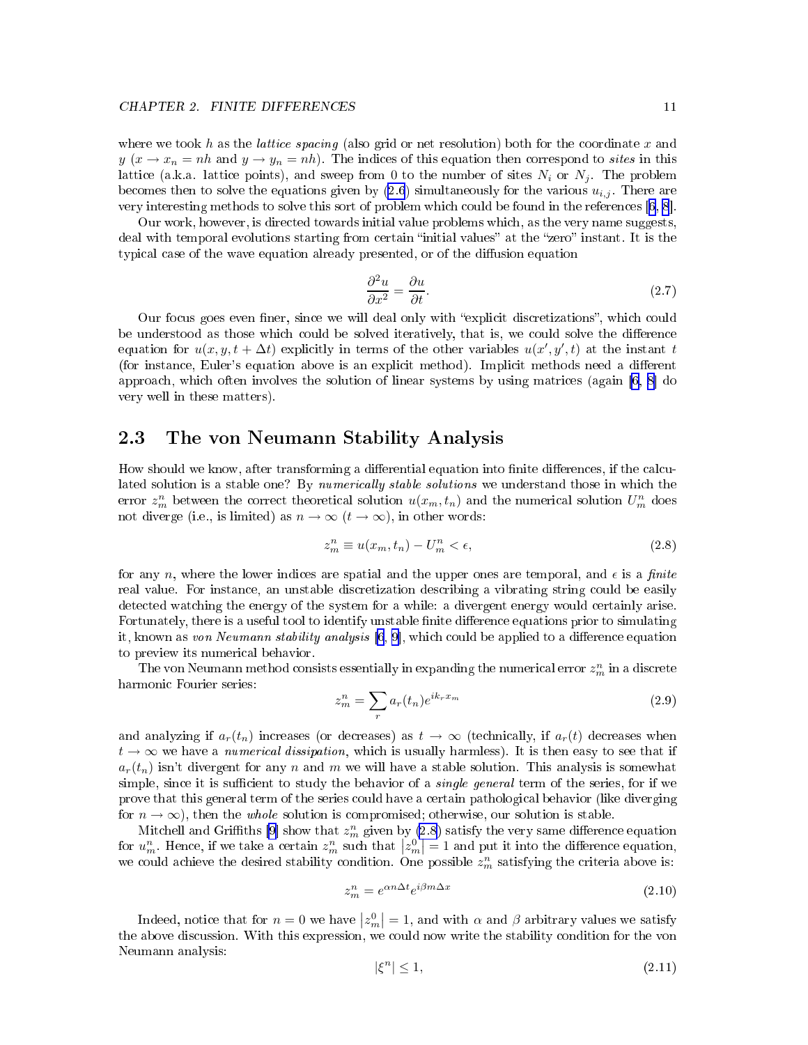where we took $h$ as the *lattice spacing* (also grid or net resolution) both for the coordinate $x$ and $y$ ($x \to x_n = nh$ and $y \to y_n = nh$). The indices of this equation then correspond to *sites* in this lattice (a.k.a. lattice points), and sweep from 0 to the number of sites $N_i$ or $N_j$. The problem becomes then to solve the equations given by (2.6) simultaneously for the various $u_{i,j}$. There are very interesting methods to solve this sort of problem which could be found in the references [6, 8].

Our work, however, is directed towards initial value problems which, as the very name suggests, deal with temporal evolutions starting from certain "initial values" at the "zero" instant. It is the typical case of the wave equation already presented, or of the diffusion equation

$$\frac{\partial^2 u}{\partial x^2} = \frac{\partial u}{\partial t}. \tag{2.7}$$

Our focus goes even finer, since we will deal only with "explicit discretizations", which could be understood as those which could be solved iteratively, that is, we could solve the difference equation for $u(x, y, t + \Delta t)$ explicitly in terms of the other variables $u(x', y', t)$ at the instant $t$ (for instance, Euler's equation above is an explicit method). Implicit methods need a different approach, which often involves the solution of linear systems by using matrices (again [6, 8] do very well in these matters).

## 2.3 The von Neumann Stability Analysis

How should we know, after transforming a differential equation into finite differences, if the calculated solution is a stable one? By *numerically stable solutions* we understand those in which the error $z_m^n$ between the correct theoretical solution $u(x_m, t_n)$ and the numerical solution $U_m^n$ does not diverge (i.e., is limited) as $n \to \infty$ ($t \to \infty$), in other words:

$$z_m^n \equiv u(x_m, t_n) - U_m^n < \epsilon, \tag{2.8}$$

for any $n$, where the lower indices are spatial and the upper ones are temporal, and $\epsilon$ is a *finite* real value. For instance, an unstable discretization describing a vibrating string could be easily detected watching the energy of the system for a while: a divergent energy would certainly arise. Fortunately, there is a useful tool to identify unstable finite difference equations prior to simulating it, known as *von Neumann stability analysis* [6, 9], which could be applied to a difference equation to preview its numerical behavior.

The von Neumann method consists essentially in expanding the numerical error $z_m^n$ in a discrete harmonic Fourier series:

$$z_m^n = \sum_r a_r(t_n) e^{ik_r x_m} \tag{2.9}$$

and analyzing if $a_r(t_n)$ increases (or decreases) as $t \to \infty$ (technically, if $a_r(t)$ decreases when $t \to \infty$ we have a *numerical dissipation*, which is usually harmless). It is then easy to see that if $a_r(t_n)$ isn't divergent for any $n$ and $m$ we will have a stable solution. This analysis is somewhat simple, since it is sufficient to study the behavior of a *single general* term of the series, for if we prove that this general term of the series could have a certain pathological behavior (like diverging for $n \to \infty$), then the *whole* solution is compromised; otherwise, our solution is stable.

Mitchell and Griffiths [9] show that $z_m^n$ given by (2.8) satisfy the very same difference equation for $u_m^n$. Hence, if we take a certain $z_m^n$ such that $\left|z_m^0\right| = 1$ and put it into the difference equation, we could achieve the desired stability condition. One possible $z_m^n$ satisfying the criteria above is:

$$z_m^n = e^{\alpha n \Delta t} e^{i\beta m \Delta x} \tag{2.10}$$

Indeed, notice that for $n = 0$ we have $\left|z_m^0\right| = 1$, and with $\alpha$ and $\beta$ arbitrary values we satisfy the above discussion. With this expression, we could now write the stability condition for the von Neumann analysis:

$$|\xi^n| \leq 1, \tag{2.11}$$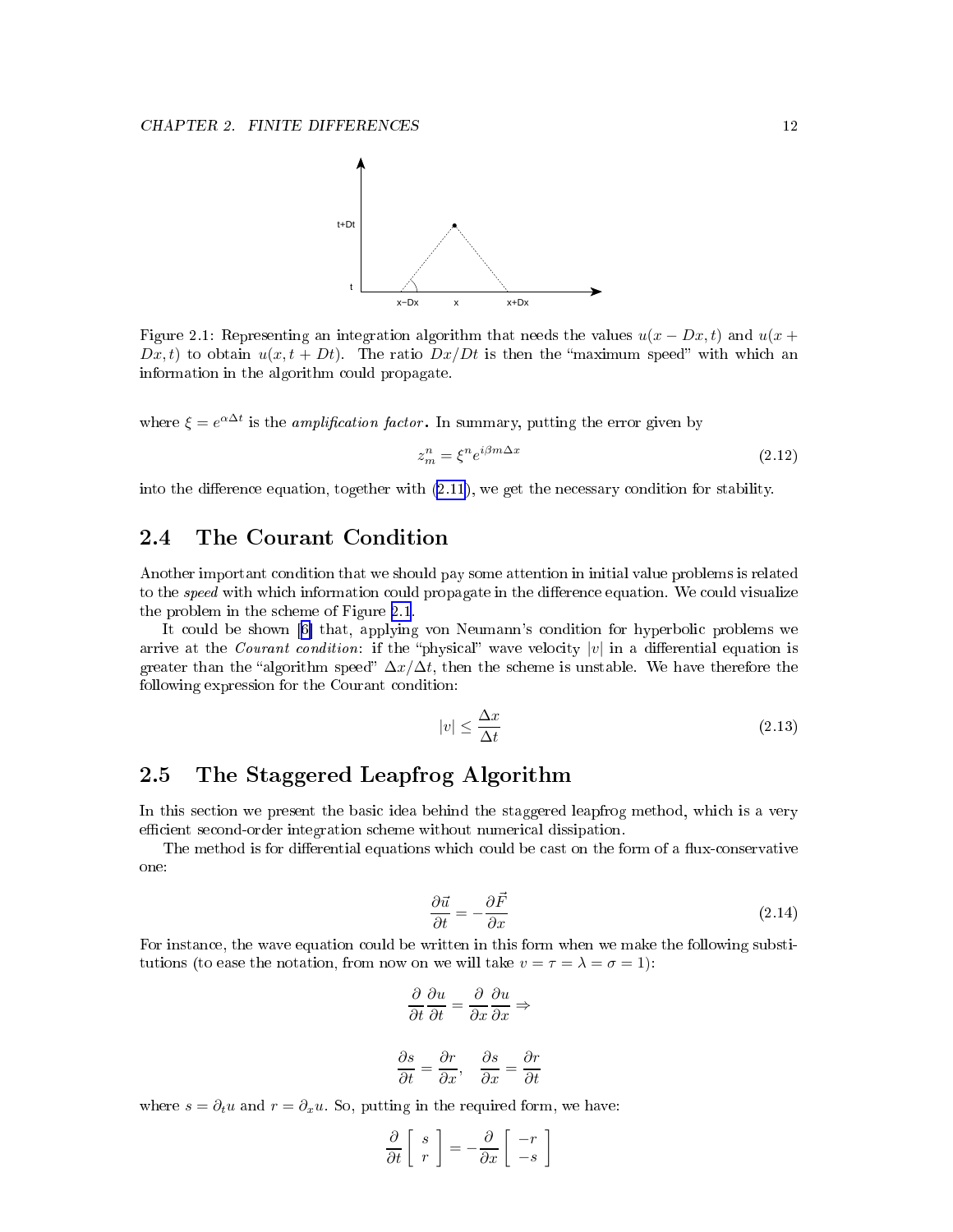Figure 2.1: Representing an integration algorithm that needs the values $u(x - Dx, t)$ and $u(x + Dx, t)$ to obtain $u(x, t + Dt)$. The ratio $Dx/Dt$ is then the "maximum speed" with which an information in the algorithm could propagate.

where $\xi = e^{\alpha \Delta t}$ is the *amplification factor*. In summary, putting the error given by

$$z_m^n = \xi^n e^{i\beta m \Delta x} \tag{2.12}$$

into the difference equation, together with (2.11), we get the necessary condition for stability.

## 2.4 The Courant Condition

Another important condition that we should pay some attention in initial value problems is related to the *speed* with which information could propagate in the difference equation. We could visualize the problem in the scheme of Figure 2.1.

It could be shown [6] that, applying von Neumann's condition for hyperbolic problems we arrive at the *Courant condition*: if the "physical" wave velocity $|v|$ in a differential equation is greater than the "algorithm speed" $\Delta x/\Delta t$, then the scheme is unstable. We have therefore the following expression for the Courant condition:

$$|v| \leq \frac{\Delta x}{\Delta t} \tag{2.13}$$

## 2.5 The Staggered Leapfrog Algorithm

In this section we present the basic idea behind the staggered leapfrog method, which is a very efficient second-order integration scheme without numerical dissipation.

The method is for differential equations which could be cast on the form of a flux-conservative one:

$$\frac{\partial \vec{u}}{\partial t} = -\frac{\partial \vec{F}}{\partial x} \tag{2.14}$$

For instance, the wave equation could be written in this form when we make the following substitutions (to ease the notation, from now on we will take $v = \tau = \lambda = \sigma = 1$):

$$\frac{\partial}{\partial t}\frac{\partial u}{\partial t} = \frac{\partial}{\partial x}\frac{\partial u}{\partial x} \Rightarrow$$

$$\frac{\partial s}{\partial t} = \frac{\partial r}{\partial x}, \quad \frac{\partial s}{\partial x} = \frac{\partial r}{\partial t}$$

where $s = \partial_t u$ and $r = \partial_x u$. So, putting in the required form, we have:

$$\frac{\partial}{\partial t}\left[\begin{array}{c} s \\ r \end{array}\right] = -\frac{\partial}{\partial x}\left[\begin{array}{c} -r \\ -s \end{array}\right]$$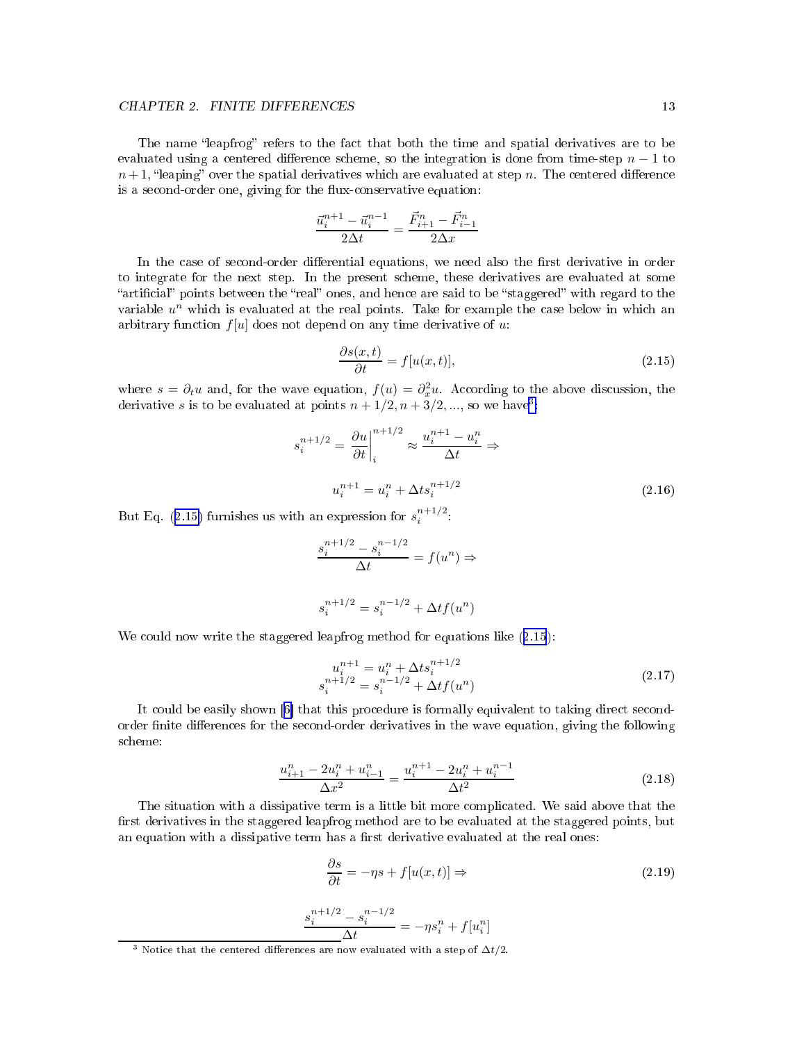The name "leapfrog" refers to the fact that both the time and spatial derivatives are to be evaluated using a centered difference scheme, so the integration is done from time-step $n-1$ to $n+1$, "leaping" over the spatial derivatives which are evaluated at step $n$. The centered difference is a second-order one, giving for the flux-conservative equation:

$$\frac{\vec{u}_i^{n+1} - \vec{u}_i^{n-1}}{2\Delta t} = \frac{\vec{F}_{i+1}^n - \vec{F}_{i-1}^n}{2\Delta x}$$

In the case of second-order differential equations, we need also the first derivative in order to integrate for the next step. In the present scheme, these derivatives are evaluated at some "artificial" points between the "real" ones, and hence are said to be "staggered" with regard to the variable $u^n$ which is evaluated at the real points. Take for example the case below in which an arbitrary function $f[u]$ does not depend on any time derivative of $u$:

$$\frac{\partial s(x,t)}{\partial t} = f[u(x,t)], \tag{2.15}$$

where $s = \partial_t u$ and, for the wave equation, $f(u) = \partial_x^2 u$. According to the above discussion, the derivative $s$ is to be evaluated at points $n+1/2, n+3/2, ...$, so we have[3]:

$$s_i^{n+1/2} = \left.\frac{\partial u}{\partial t}\right|_i^{n+1/2} \approx \frac{u_i^{n+1} - u_i^n}{\Delta t} \Rightarrow$$

$$u_i^{n+1} = u_i^n + \Delta t s_i^{n+1/2} \tag{2.16}$$

But Eq. (2.15) furnishes us with an expression for $s_i^{n+1/2}$:

$$\frac{s_i^{n+1/2} - s_i^{n-1/2}}{\Delta t} = f(u^n) \Rightarrow$$

$$s_i^{n+1/2} = s_i^{n-1/2} + \Delta t f(u^n)$$

We could now write the staggered leapfrog method for equations like (2.15):

$$\begin{aligned} u_i^{n+1} &= u_i^n + \Delta t s_i^{n+1/2} \\ s_i^{n+1/2} &= s_i^{n-1/2} + \Delta t f(u^n) \end{aligned} \tag{2.17}$$

It could be easily shown [6] that this procedure is formally equivalent to taking direct second-order finite differences for the second-order derivatives in the wave equation, giving the following scheme:

$$\frac{u_{i+1}^n - 2u_i^n + u_{i-1}^n}{\Delta x^2} = \frac{u_i^{n+1} - 2u_i^n + u_i^{n-1}}{\Delta t^2} \tag{2.18}$$

The situation with a dissipative term is a little bit more complicated. We said above that the first derivatives in the staggered leapfrog method are to be evaluated at the staggered points, but an equation with a dissipative term has a first derivative evaluated at the real ones:

$$\frac{\partial s}{\partial t} = -\eta s + f[u(x,t)] \Rightarrow \tag{2.19}$$

$$\frac{s_i^{n+1/2} - s_i^{n-1/2}}{\Delta t} = -\eta s_i^n + f[u_i^n]$$

[3] Notice that the centered differences are now evaluated with a step of $\Delta t/2$.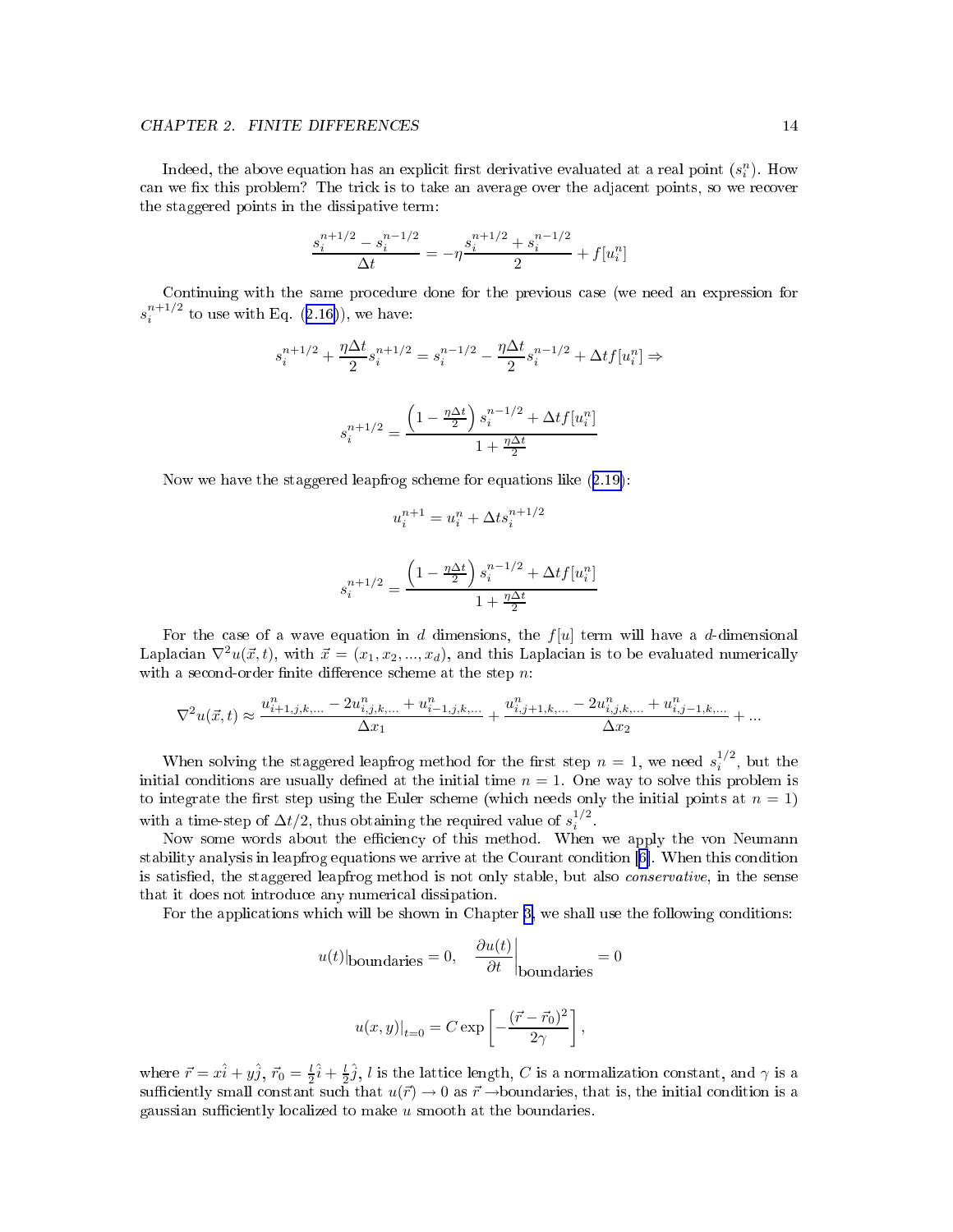Indeed, the above equation has an explicit first derivative evaluated at a real point ($s_i^n$). How can we fix this problem? The trick is to take an average over the adjacent points, so we recover the staggered points in the dissipative term:

$$\frac{s_i^{n+1/2} - s_i^{n-1/2}}{\Delta t} = -\eta \frac{s_i^{n+1/2} + s_i^{n-1/2}}{2} + f[u_i^n]$$

Continuing with the same procedure done for the previous case (we need an expression for $s_i^{n+1/2}$ to use with Eq. (2.16)), we have:

$$s_i^{n+1/2} + \frac{\eta \Delta t}{2} s_i^{n+1/2} = s_i^{n-1/2} - \frac{\eta \Delta t}{2} s_i^{n-1/2} + \Delta t f[u_i^n] \Rightarrow$$

$$s_i^{n+1/2} = \frac{\left(1 - \frac{\eta \Delta t}{2}\right) s_i^{n-1/2} + \Delta t f[u_i^n]}{1 + \frac{\eta \Delta t}{2}}$$

Now we have the staggered leapfrog scheme for equations like (2.19):

$$u_i^{n+1} = u_i^n + \Delta t s_i^{n+1/2}$$

$$s_i^{n+1/2} = \frac{\left(1 - \frac{\eta \Delta t}{2}\right) s_i^{n-1/2} + \Delta t f[u_i^n]}{1 + \frac{\eta \Delta t}{2}}$$

For the case of a wave equation in $d$ dimensions, the $f[u]$ term will have a $d$-dimensional Laplacian $\nabla^2 u(\vec{x}, t)$, with $\vec{x} = (x_1, x_2, ..., x_d)$, and this Laplacian is to be evaluated numerically with a second-order finite difference scheme at the step $n$:

$$\nabla^2 u(\vec{x}, t) \approx \frac{u_{i+1,j,k,...}^n - 2u_{i,j,k,...}^n + u_{i-1,j,k,...}^n}{\Delta x_1} + \frac{u_{i,j+1,k,...}^n - 2u_{i,j,k,...}^n + u_{i,j-1,k,...}^n}{\Delta x_2} + ...$$

When solving the staggered leapfrog method for the first step $n = 1$, we need $s_i^{1/2}$, but the initial conditions are usually defined at the initial time $n = 1$. One way to solve this problem is to integrate the first step using the Euler scheme (which needs only the initial points at $n = 1$) with a time-step of $\Delta t/2$, thus obtaining the required value of $s_i^{1/2}$.

Now some words about the efficiency of this method. When we apply the von Neumann stability analysis in leapfrog equations we arrive at the Courant condition [6]. When this condition is satisfied, the staggered leapfrog method is not only stable, but also *conservative*, in the sense that it does not introduce any numerical dissipation.

For the applications which will be shown in Chapter 3, we shall use the following conditions:

$$u(t)|_{\text{boundaries}} = 0, \quad \left.\frac{\partial u(t)}{\partial t}\right|_{\text{boundaries}} = 0$$

$$u(x, y)|_{t=0} = C \exp\left[-\frac{(\vec{r} - \vec{r}_0)^2}{2\gamma}\right],$$

where $\vec{r} = x\hat{i} + y\hat{j}$, $\vec{r}_0 = \frac{l}{2}\hat{i} + \frac{l}{2}\hat{j}$, $l$ is the lattice length, $C$ is a normalization constant, and $\gamma$ is a sufficiently small constant such that $u(\vec{r}) \to 0$ as $\vec{r} \to$boundaries, that is, the initial condition is a gaussian sufficiently localized to make $u$ smooth at the boundaries.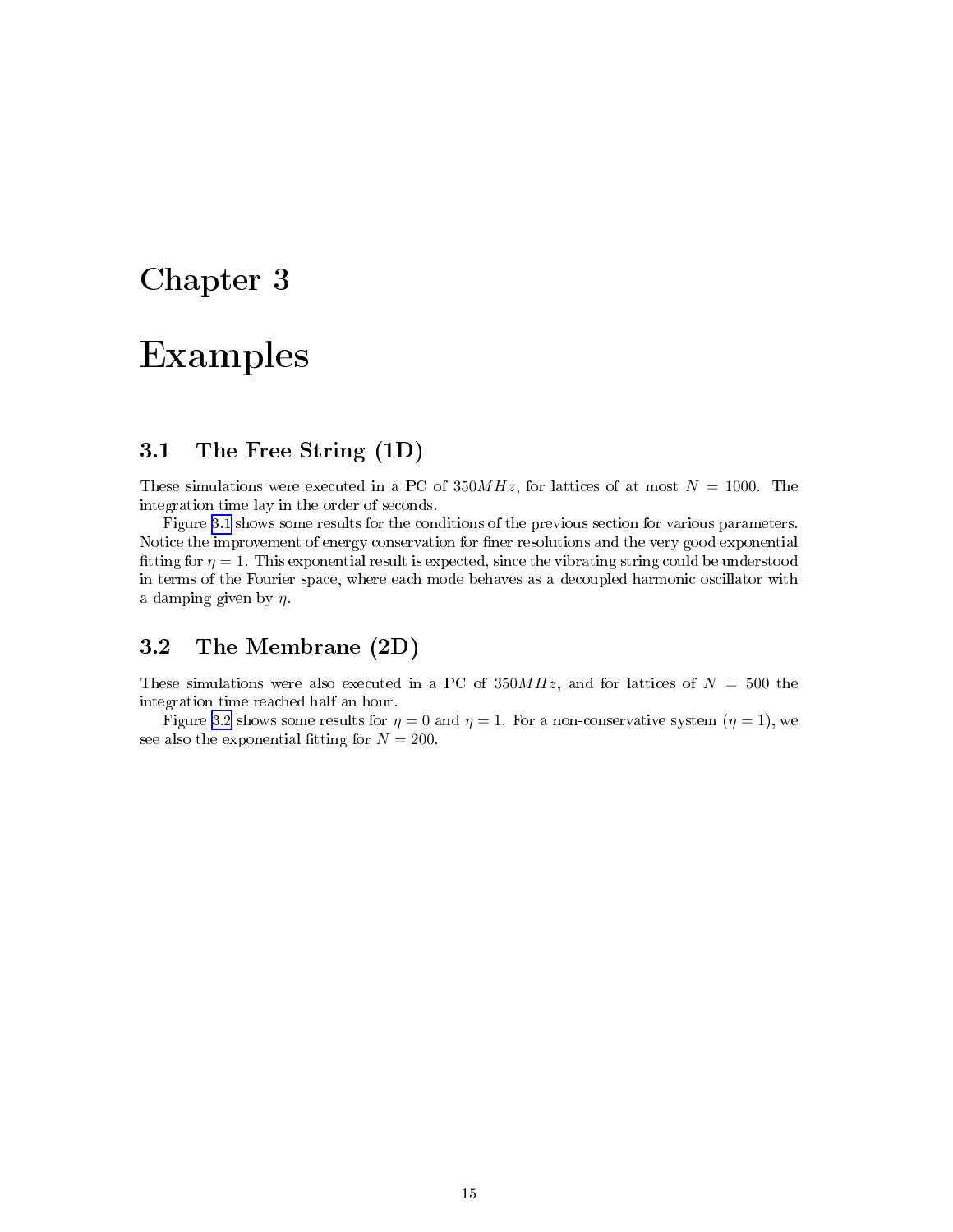# Chapter 3

# Examples

## 3.1 The Free String (1D)

These simulations were executed in a PC of $350MHz$, for lattices of at most $N = 1000$. The integration time lay in the order of seconds.

Figure 3.1 shows some results for the conditions of the previous section for various parameters. Notice the improvement of energy conservation for finer resolutions and the very good exponential fitting for $\eta = 1$. This exponential result is expected, since the vibrating string could be understood in terms of the Fourier space, where each mode behaves as a decoupled harmonic oscillator with a damping given by $\eta$.

## 3.2 The Membrane (2D)

These simulations were also executed in a PC of $350MHz$, and for lattices of $N = 500$ the integration time reached half an hour.

Figure 3.2 shows some results for $\eta = 0$ and $\eta = 1$. For a non-conservative system ($\eta = 1$), we see also the exponential fitting for $N = 200$.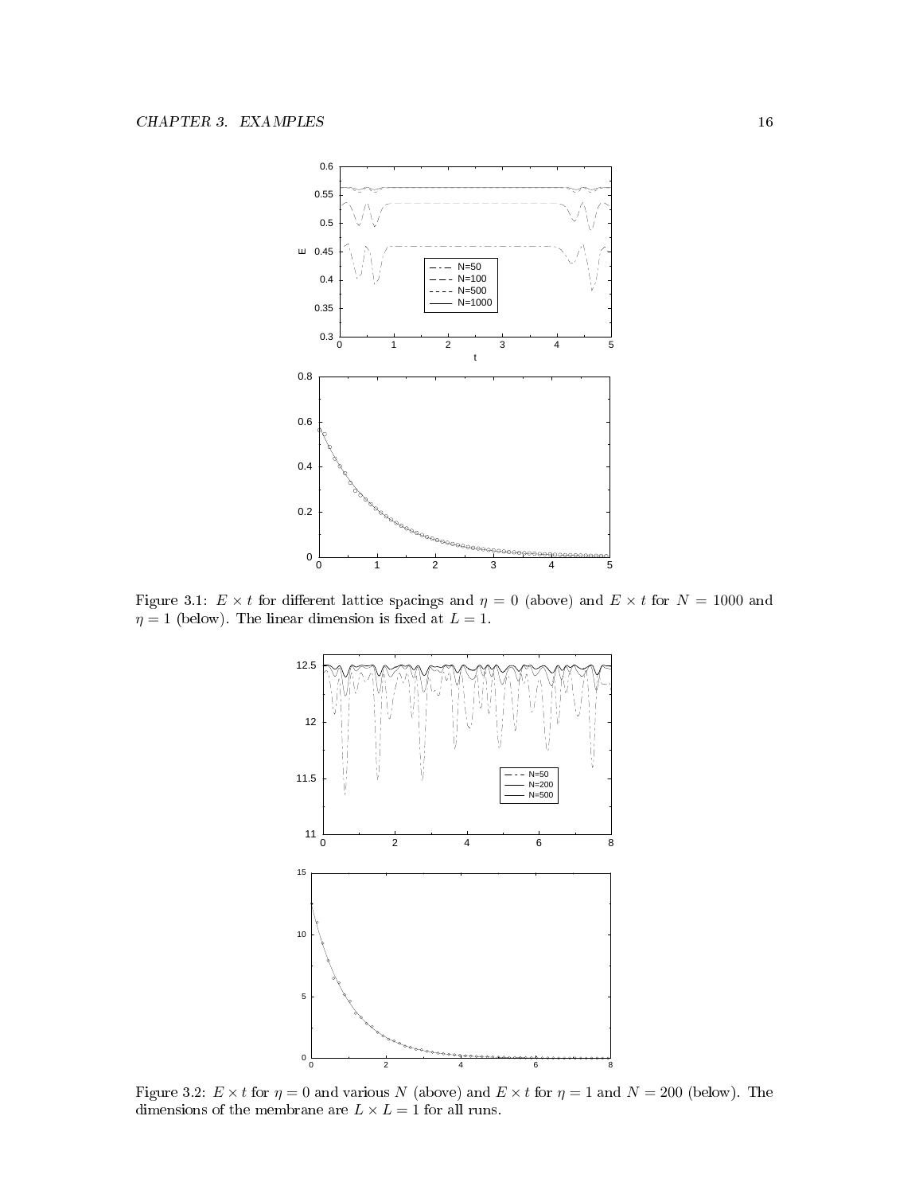Figure 3.1: $E \times t$ for different lattice spacings and $\eta = 0$ (above) and $E \times t$ for $N = 1000$ and $\eta = 1$ (below). The linear dimension is fixed at $L = 1$.

Figure 3.2: $E \times t$ for $\eta = 0$ and various $N$ (above) and $E \times t$ for $\eta = 1$ and $N = 200$ (below). The dimensions of the membrane are $L \times L = 1$ for all runs.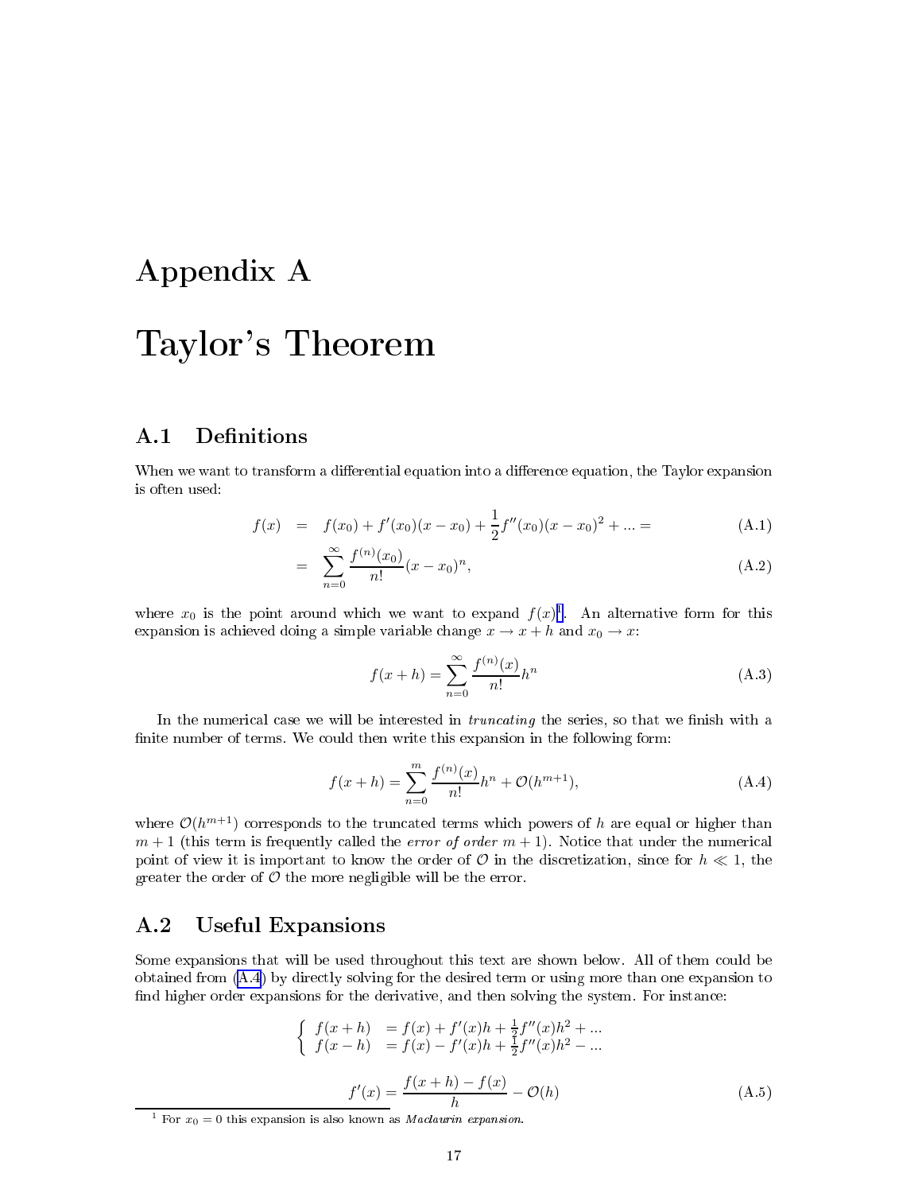# Appendix A

# Taylor's Theorem

## A.1 Definitions

When we want to transform a differential equation into a difference equation, the Taylor expansion is often used:

$$f(x) = f(x_0) + f'(x_0)(x - x_0) + \frac{1}{2}f''(x_0)(x - x_0)^2 + ... = \tag{A.1}$$

$$= \sum_{n=0}^{\infty} \frac{f^{(n)}(x_0)}{n!}(x - x_0)^n, \tag{A.2}$$

where $x_0$ is the point around which we want to expand $f(x)$[1]. An alternative form for this expansion is achieved doing a simple variable change $x \to x + h$ and $x_0 \to x$:

$$f(x+h) = \sum_{n=0}^{\infty} \frac{f^{(n)}(x)}{n!}h^n \tag{A.3}$$

In the numerical case we will be interested in *truncating* the series, so that we finish with a finite number of terms. We could then write this expansion in the following form:

$$f(x+h) = \sum_{n=0}^{m} \frac{f^{(n)}(x)}{n!}h^n + \mathcal{O}(h^{m+1}), \tag{A.4}$$

where $\mathcal{O}(h^{m+1})$ corresponds to the truncated terms which powers of $h$ are equal or higher than $m+1$ (this term is frequently called the *error of order* $m+1$). Notice that under the numerical point of view it is important to know the order of $\mathcal{O}$ in the discretization, since for $h \ll 1$, the greater the order of $\mathcal{O}$ the more negligible will be the error.

## A.2 Useful Expansions

Some expansions that will be used throughout this text are shown below. All of them could be obtained from (A.4) by directly solving for the desired term or using more than one expansion to find higher order expansions for the derivative, and then solving the system. For instance:

$$\begin{cases} f(x+h) &= f(x) + f'(x)h + \frac{1}{2}f''(x)h^2 + ... \\ f(x-h) &= f(x) - f'(x)h + \frac{1}{2}f''(x)h^2 - ... \end{cases}$$

$$f'(x) = \frac{f(x+h) - f(x)}{h} - \mathcal{O}(h) \tag{A.5}$$

[1] For $x_0 = 0$ this expansion is also known as *Maclaurin expansion*.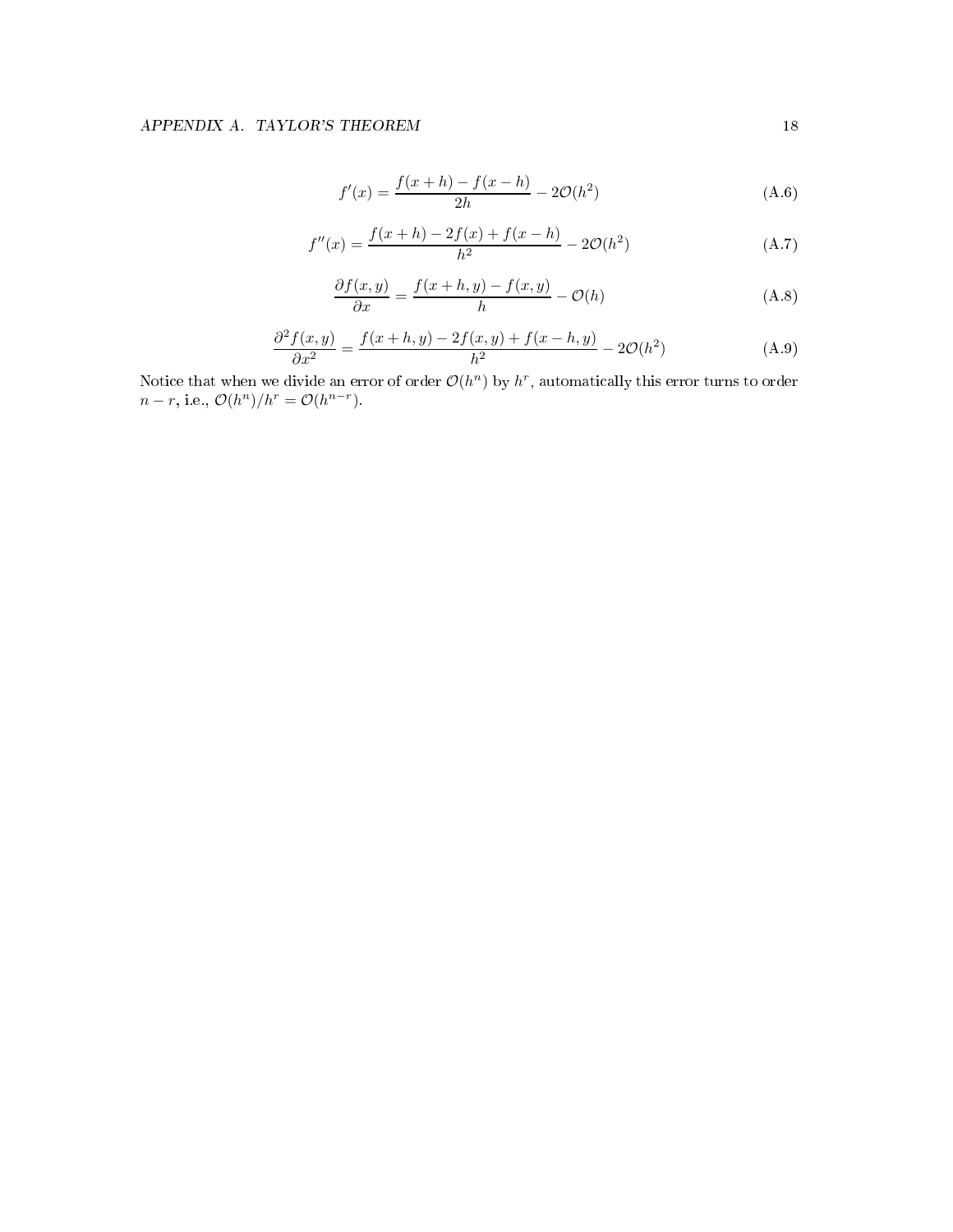$$f'(x) = \frac{f(x+h) - f(x-h)}{2h} - 2\mathcal{O}(h^2) \tag{A.6}$$

$$f''(x) = \frac{f(x+h) - 2f(x) + f(x-h)}{h^2} - 2\mathcal{O}(h^2) \tag{A.7}$$

$$\frac{\partial f(x,y)}{\partial x} = \frac{f(x+h,y) - f(x,y)}{h} - \mathcal{O}(h) \tag{A.8}$$

$$\frac{\partial^2 f(x,y)}{\partial x^2} = \frac{f(x+h,y) - 2f(x,y) + f(x-h,y)}{h^2} - 2\mathcal{O}(h^2) \tag{A.9}$$

Notice that when we divide an error of order $\mathcal{O}(h^n)$ by $h^r$, automatically this error turns to order $n - r$, i.e., $\mathcal{O}(h^n)/h^r = \mathcal{O}(h^{n-r})$.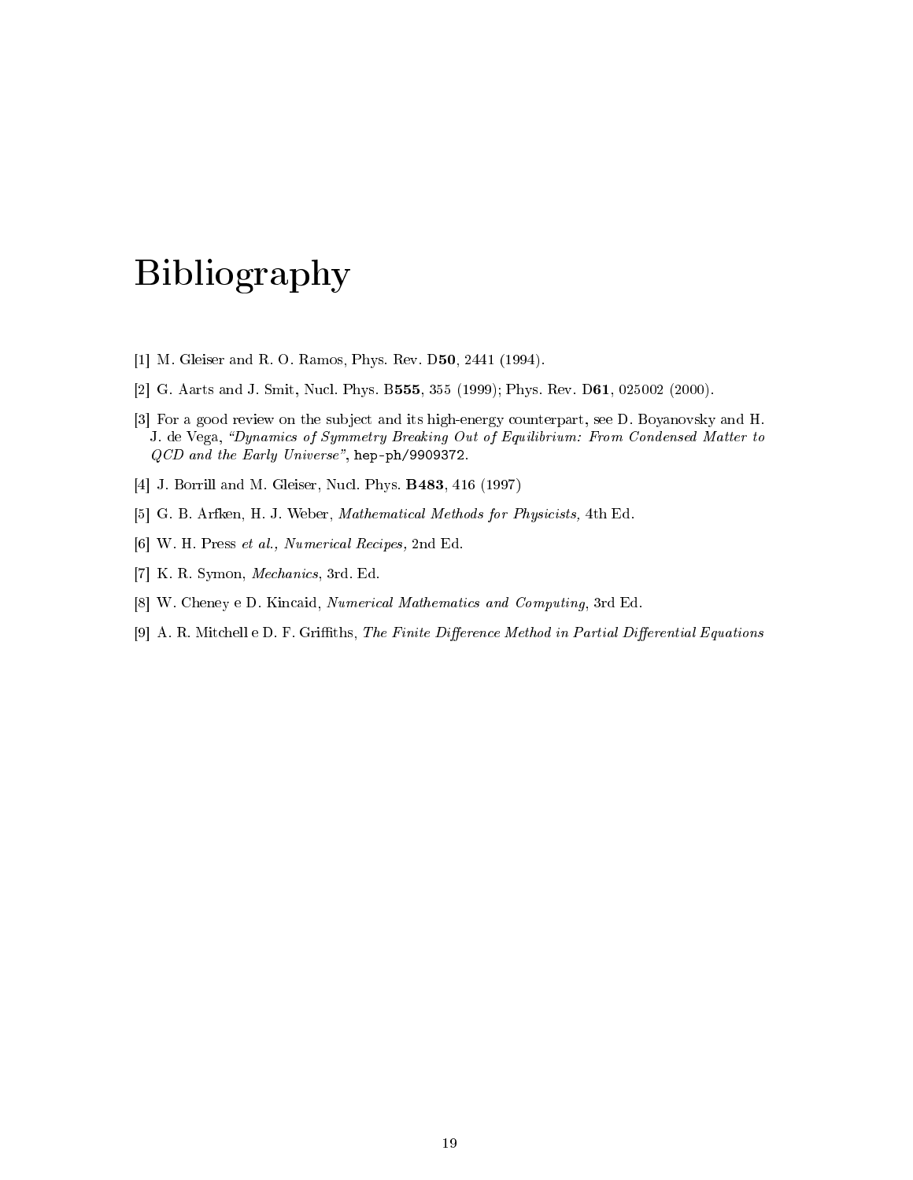# Bibliography

[1] M. Gleiser and R. O. Ramos, Phys. Rev. D**50**, 2441 (1994).

[2] G. Aarts and J. Smit, Nucl. Phys. B**555**, 355 (1999); Phys. Rev. D**61**, 025002 (2000).

[3] For a good review on the subject and its high-energy counterpart, see D. Boyanovsky and H. J. de Vega, *"Dynamics of Symmetry Breaking Out of Equilibrium: From Condensed Matter to QCD and the Early Universe"*, `hep-ph/9909372`.

[4] J. Borrill and M. Gleiser, Nucl. Phys. **B483**, 416 (1997)

[5] G. B. Arfken, H. J. Weber, *Mathematical Methods for Physicists,* 4th Ed.

[6] W. H. Press *et al., Numerical Recipes,* 2nd Ed.

[7] K. R. Symon, *Mechanics*, 3rd. Ed.

[8] W. Cheney e D. Kincaid, *Numerical Mathematics and Computing*, 3rd Ed.

[9] A. R. Mitchell e D. F. Griffiths, *The Finite Difference Method in Partial Differential Equations*